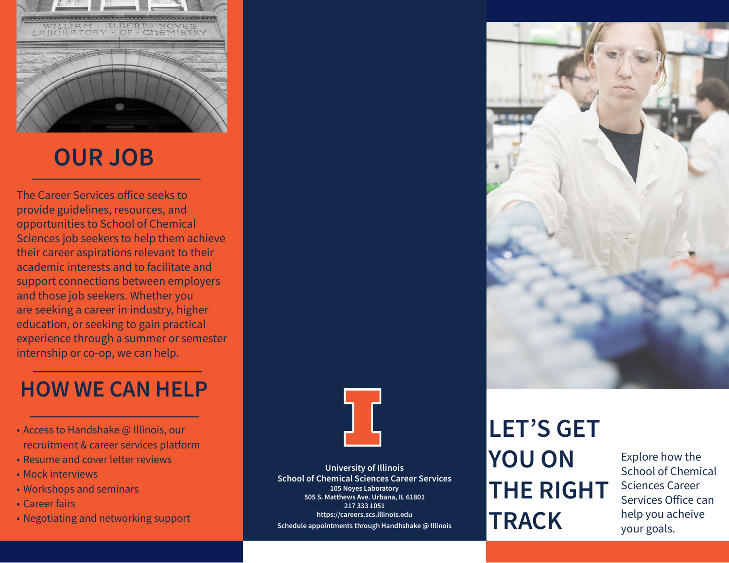## OUR JOB

The Career Services office seeks to provide guidelines, resources, and opportunities to School of Chemical Sciences job seekers to help them achieve their career aspirations relevant to their academic interests and to facilitate and support connections between employers and those job seekers. Whether you are seeking a career in industry, higher education, or seeking to gain practical experience through a summer or semester internship or co-op, we can help.

## HOW WE CAN HELP

- Access to Handshake @ Illinois, our recruitment & career services platform
- Resume and cover letter reviews
- Mock interviews
- Workshops and seminars
- Career fairs
- Negotiating and networking support

**University of Illinois**
**School of Chemical Sciences Career Services**
**105 Noyes Laboratory**
**505 S. Matthews Ave. Urbana, IL 61801**
**217 333 1051**
**https://careers.scs.illinois.edu**
**Schedule appointments through Handhshake @ Illinois**

# LET'S GET YOU ON THE RIGHT TRACK

Explore how the School of Chemical Sciences Career Services Office can help you acheive your goals.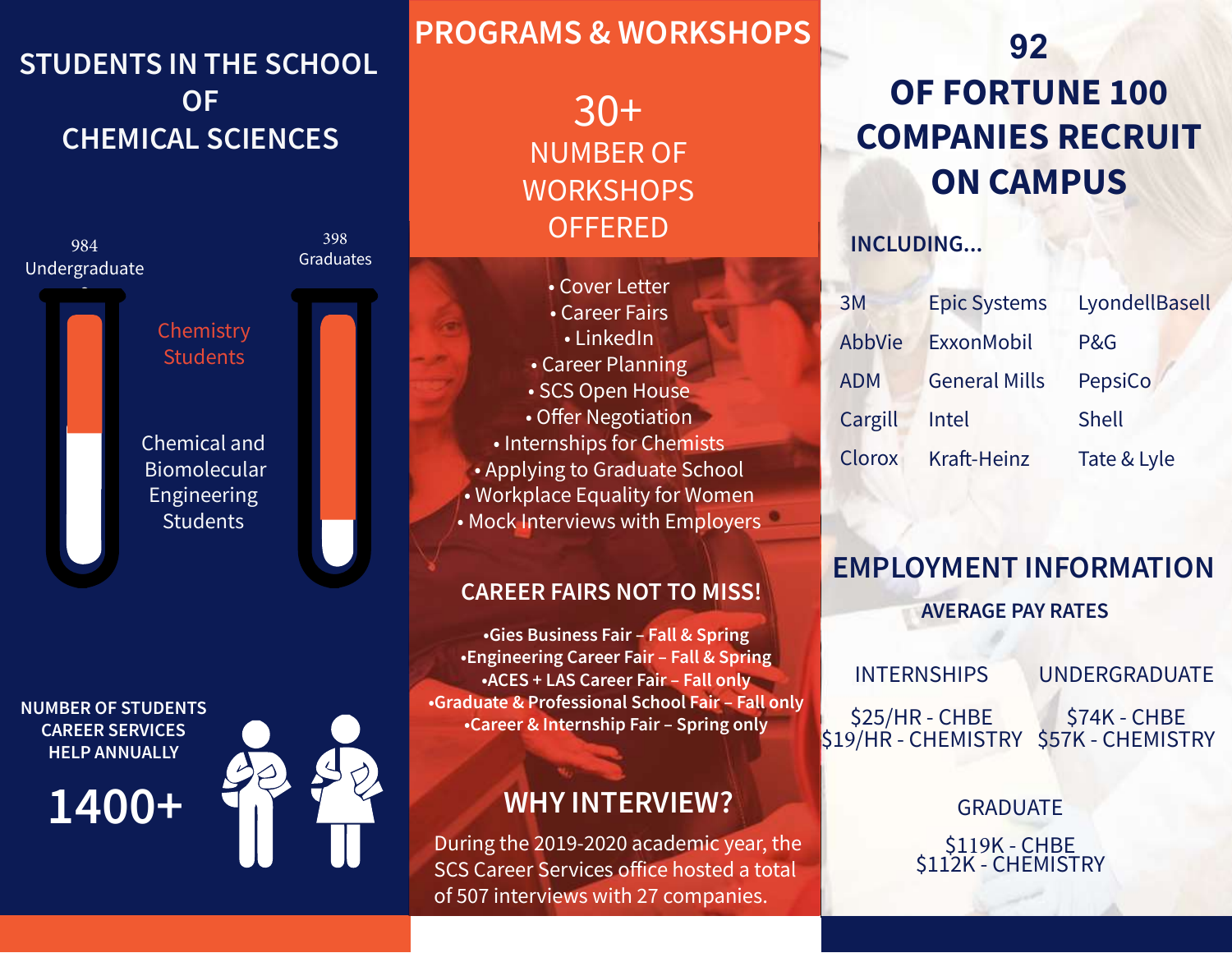## STUDENTS IN THE SCHOOL OF CHEMICAL SCIENCES

984
Undergraduate

398
Graduates

Chemistry Students

Chemical and Biomolecular Engineering Students

**NUMBER OF STUDENTS CAREER SERVICES HELP ANNUALLY**

**1400+**

## PROGRAMS & WORKSHOPS

30+
NUMBER OF WORKSHOPS OFFERED

- Cover Letter
- Career Fairs
- LinkedIn
- Career Planning
- SCS Open House
- Offer Negotiation
- Internships for Chemists
- Applying to Graduate School
- Workplace Equality for Women
- Mock Interviews with Employers

### CAREER FAIRS NOT TO MISS!

- **Gies Business Fair – Fall & Spring**
- **Engineering Career Fair – Fall & Spring**
- **ACES + LAS Career Fair – Fall only**
- **Graduate & Professional School Fair – Fall only**
- **Career & Internship Fair – Spring only**

### WHY INTERVIEW?

During the 2019-2020 academic year, the SCS Career Services office hosted a total of 507 interviews with 27 companies.

## 92 OF FORTUNE 100 COMPANIES RECRUIT ON CAMPUS

**INCLUDING...**

| | | |
|---|---|---|
| 3M | Epic Systems | LyondellBasell |
| AbbVie | ExxonMobil | P&G |
| ADM | General Mills | PepsiCo |
| Cargill | Intel | Shell |
| Clorox | Kraft-Heinz | Tate & Lyle |

## EMPLOYMENT INFORMATION

**AVERAGE PAY RATES**

INTERNSHIPS
$25/HR - CHBE
$19/HR - CHEMISTRY

UNDERGRADUATE
$74K - CHBE
$57K - CHEMISTRY

GRADUATE
$119K - CHBE
$112K - CHEMISTRY